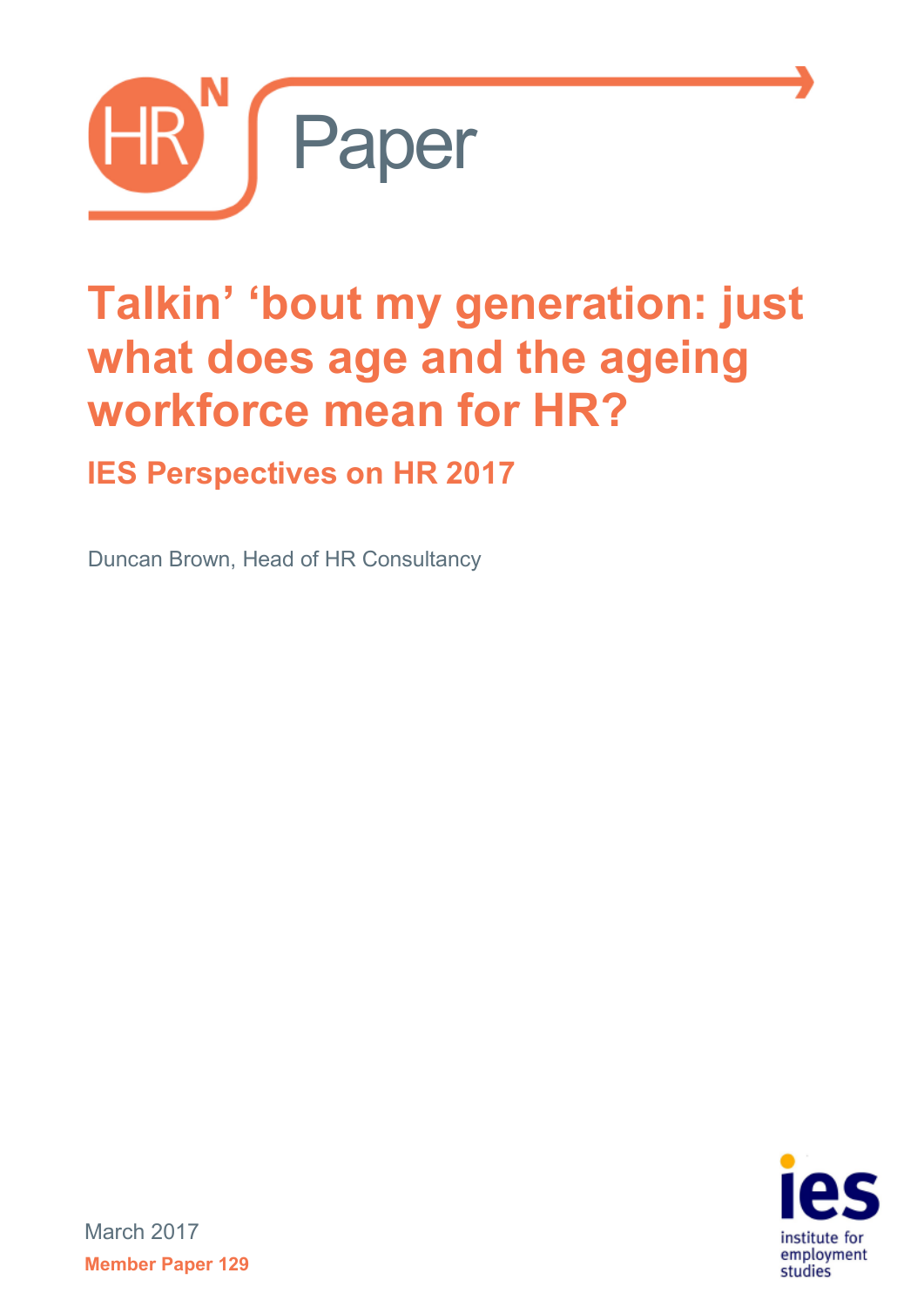HR[N] Paper

# Talkin' 'bout my generation: just what does age and the ageing workforce mean for HR?

## IES Perspectives on HR 2017

Duncan Brown, Head of HR Consultancy

March 2017

**Member Paper 129**

institute for employment studies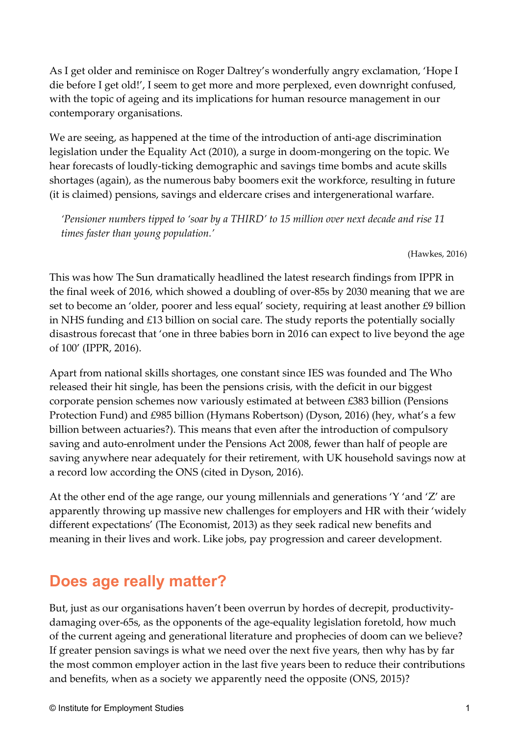As I get older and reminisce on Roger Daltrey's wonderfully angry exclamation, 'Hope I die before I get old!', I seem to get more and more perplexed, even downright confused, with the topic of ageing and its implications for human resource management in our contemporary organisations.

We are seeing, as happened at the time of the introduction of anti-age discrimination legislation under the Equality Act (2010), a surge in doom-mongering on the topic. We hear forecasts of loudly-ticking demographic and savings time bombs and acute skills shortages (again), as the numerous baby boomers exit the workforce, resulting in future (it is claimed) pensions, savings and eldercare crises and intergenerational warfare.

> *'Pensioner numbers tipped to 'soar by a THIRD' to 15 million over next decade and rise 11 times faster than young population.'*
>
> (Hawkes, 2016)

This was how The Sun dramatically headlined the latest research findings from IPPR in the final week of 2016, which showed a doubling of over-85s by 2030 meaning that we are set to become an 'older, poorer and less equal' society, requiring at least another £9 billion in NHS funding and £13 billion on social care. The study reports the potentially socially disastrous forecast that 'one in three babies born in 2016 can expect to live beyond the age of 100' (IPPR, 2016).

Apart from national skills shortages, one constant since IES was founded and The Who released their hit single, has been the pensions crisis, with the deficit in our biggest corporate pension schemes now variously estimated at between £383 billion (Pensions Protection Fund) and £985 billion (Hymans Robertson) (Dyson, 2016) (hey, what's a few billion between actuaries?). This means that even after the introduction of compulsory saving and auto-enrolment under the Pensions Act 2008, fewer than half of people are saving anywhere near adequately for their retirement, with UK household savings now at a record low according the ONS (cited in Dyson, 2016).

At the other end of the age range, our young millennials and generations 'Y 'and 'Z' are apparently throwing up massive new challenges for employers and HR with their 'widely different expectations' (The Economist, 2013) as they seek radical new benefits and meaning in their lives and work. Like jobs, pay progression and career development.

## Does age really matter?

But, just as our organisations haven't been overrun by hordes of decrepit, productivity-damaging over-65s, as the opponents of the age-equality legislation foretold, how much of the current ageing and generational literature and prophecies of doom can we believe? If greater pension savings is what we need over the next five years, then why has by far the most common employer action in the last five years been to reduce their contributions and benefits, when as a society we apparently need the opposite (ONS, 2015)?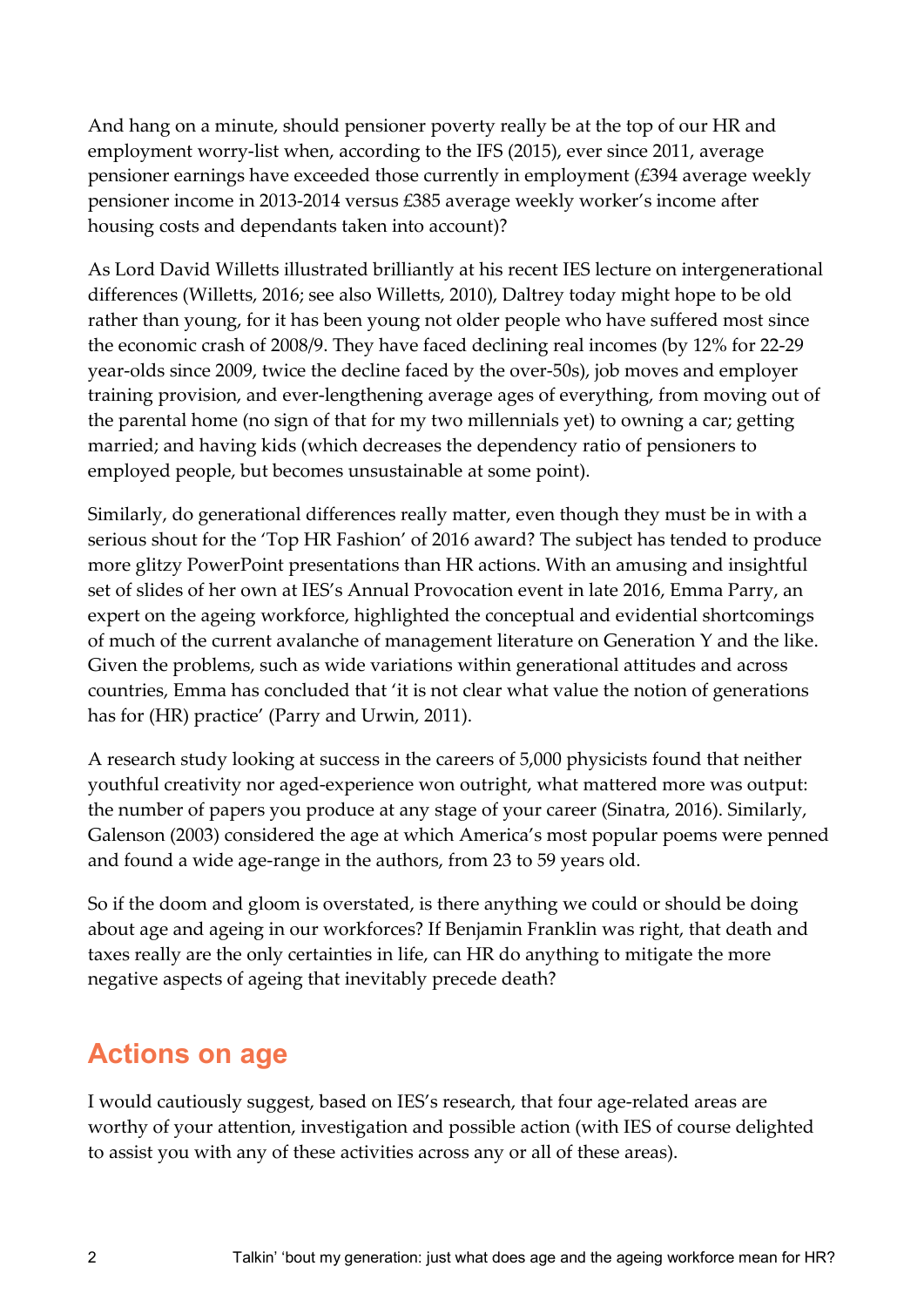And hang on a minute, should pensioner poverty really be at the top of our HR and employment worry-list when, according to the IFS (2015), ever since 2011, average pensioner earnings have exceeded those currently in employment (£394 average weekly pensioner income in 2013-2014 versus £385 average weekly worker's income after housing costs and dependants taken into account)?

As Lord David Willetts illustrated brilliantly at his recent IES lecture on intergenerational differences (Willetts, 2016; see also Willetts, 2010), Daltrey today might hope to be old rather than young, for it has been young not older people who have suffered most since the economic crash of 2008/9. They have faced declining real incomes (by 12% for 22-29 year-olds since 2009, twice the decline faced by the over-50s), job moves and employer training provision, and ever-lengthening average ages of everything, from moving out of the parental home (no sign of that for my two millennials yet) to owning a car; getting married; and having kids (which decreases the dependency ratio of pensioners to employed people, but becomes unsustainable at some point).

Similarly, do generational differences really matter, even though they must be in with a serious shout for the 'Top HR Fashion' of 2016 award? The subject has tended to produce more glitzy PowerPoint presentations than HR actions. With an amusing and insightful set of slides of her own at IES's Annual Provocation event in late 2016, Emma Parry, an expert on the ageing workforce, highlighted the conceptual and evidential shortcomings of much of the current avalanche of management literature on Generation Y and the like. Given the problems, such as wide variations within generational attitudes and across countries, Emma has concluded that 'it is not clear what value the notion of generations has for (HR) practice' (Parry and Urwin, 2011).

A research study looking at success in the careers of 5,000 physicists found that neither youthful creativity nor aged-experience won outright, what mattered more was output: the number of papers you produce at any stage of your career (Sinatra, 2016). Similarly, Galenson (2003) considered the age at which America's most popular poems were penned and found a wide age-range in the authors, from 23 to 59 years old.

So if the doom and gloom is overstated, is there anything we could or should be doing about age and ageing in our workforces? If Benjamin Franklin was right, that death and taxes really are the only certainties in life, can HR do anything to mitigate the more negative aspects of ageing that inevitably precede death?

## Actions on age

I would cautiously suggest, based on IES's research, that four age-related areas are worthy of your attention, investigation and possible action (with IES of course delighted to assist you with any of these activities across any or all of these areas).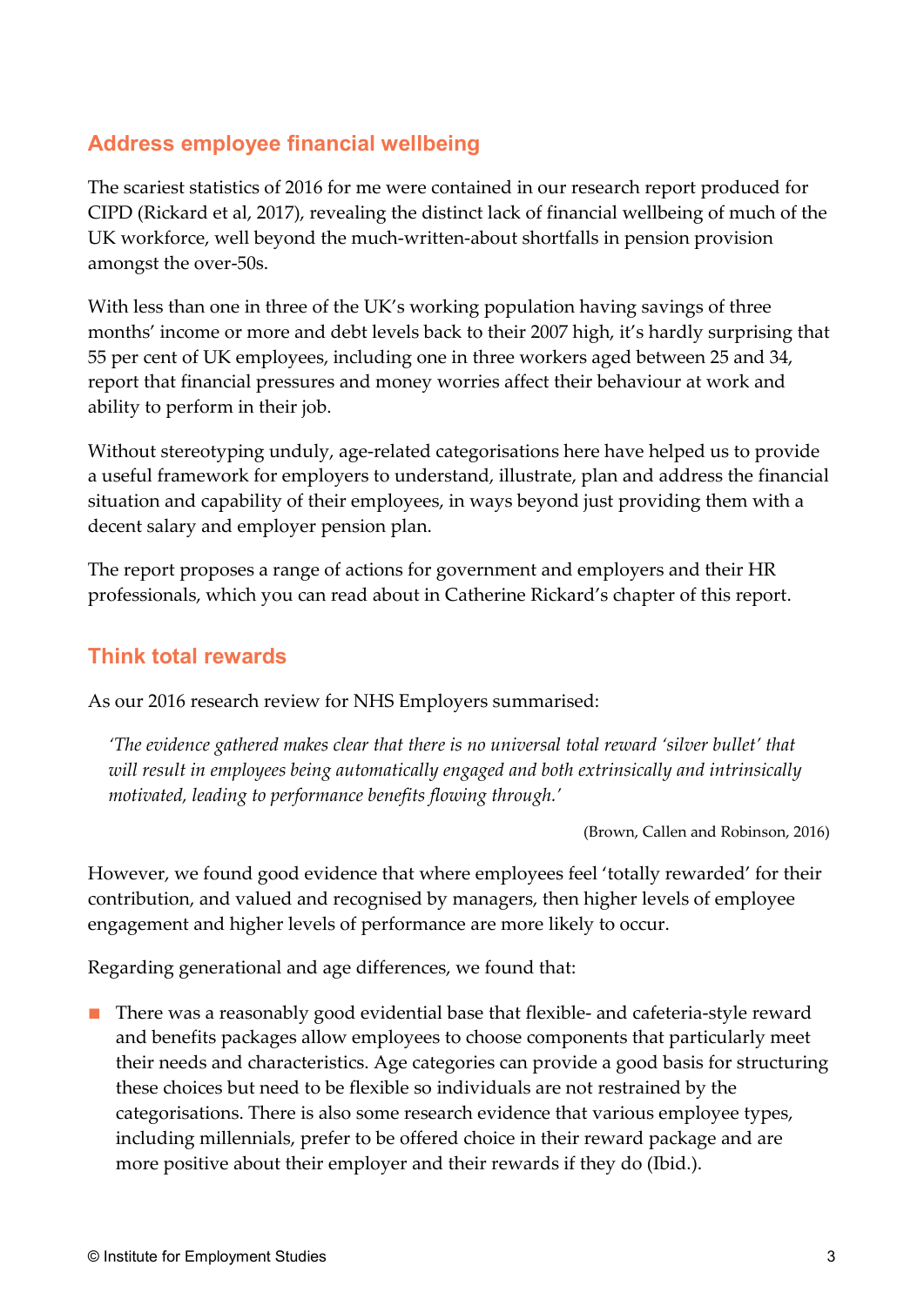## Address employee financial wellbeing

The scariest statistics of 2016 for me were contained in our research report produced for CIPD (Rickard et al, 2017), revealing the distinct lack of financial wellbeing of much of the UK workforce, well beyond the much-written-about shortfalls in pension provision amongst the over-50s.

With less than one in three of the UK's working population having savings of three months' income or more and debt levels back to their 2007 high, it's hardly surprising that 55 per cent of UK employees, including one in three workers aged between 25 and 34, report that financial pressures and money worries affect their behaviour at work and ability to perform in their job.

Without stereotyping unduly, age-related categorisations here have helped us to provide a useful framework for employers to understand, illustrate, plan and address the financial situation and capability of their employees, in ways beyond just providing them with a decent salary and employer pension plan.

The report proposes a range of actions for government and employers and their HR professionals, which you can read about in Catherine Rickard's chapter of this report.

## Think total rewards

As our 2016 research review for NHS Employers summarised:

> *'The evidence gathered makes clear that there is no universal total reward 'silver bullet' that will result in employees being automatically engaged and both extrinsically and intrinsically motivated, leading to performance benefits flowing through.'*
>
> (Brown, Callen and Robinson, 2016)

However, we found good evidence that where employees feel 'totally rewarded' for their contribution, and valued and recognised by managers, then higher levels of employee engagement and higher levels of performance are more likely to occur.

Regarding generational and age differences, we found that:

- There was a reasonably good evidential base that flexible- and cafeteria-style reward and benefits packages allow employees to choose components that particularly meet their needs and characteristics. Age categories can provide a good basis for structuring these choices but need to be flexible so individuals are not restrained by the categorisations. There is also some research evidence that various employee types, including millennials, prefer to be offered choice in their reward package and are more positive about their employer and their rewards if they do (Ibid.).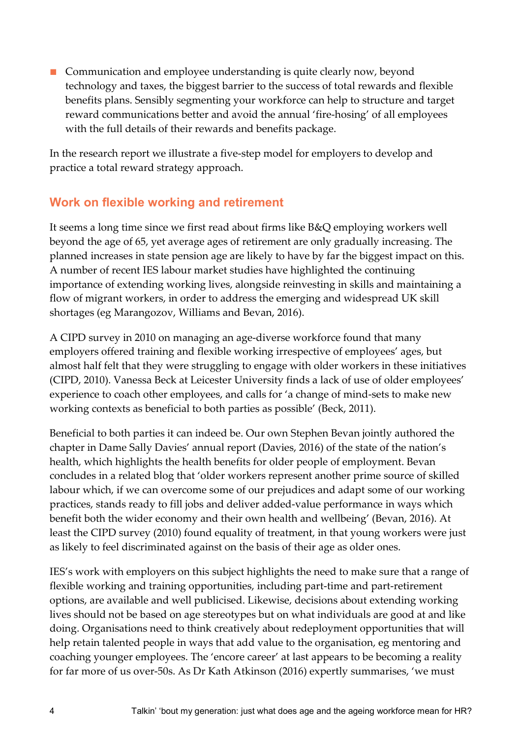- Communication and employee understanding is quite clearly now, beyond technology and taxes, the biggest barrier to the success of total rewards and flexible benefits plans. Sensibly segmenting your workforce can help to structure and target reward communications better and avoid the annual 'fire-hosing' of all employees with the full details of their rewards and benefits package.

In the research report we illustrate a five-step model for employers to develop and practice a total reward strategy approach.

## Work on flexible working and retirement

It seems a long time since we first read about firms like B&Q employing workers well beyond the age of 65, yet average ages of retirement are only gradually increasing. The planned increases in state pension age are likely to have by far the biggest impact on this. A number of recent IES labour market studies have highlighted the continuing importance of extending working lives, alongside reinvesting in skills and maintaining a flow of migrant workers, in order to address the emerging and widespread UK skill shortages (eg Marangozov, Williams and Bevan, 2016).

A CIPD survey in 2010 on managing an age-diverse workforce found that many employers offered training and flexible working irrespective of employees' ages, but almost half felt that they were struggling to engage with older workers in these initiatives (CIPD, 2010). Vanessa Beck at Leicester University finds a lack of use of older employees' experience to coach other employees, and calls for 'a change of mind-sets to make new working contexts as beneficial to both parties as possible' (Beck, 2011).

Beneficial to both parties it can indeed be. Our own Stephen Bevan jointly authored the chapter in Dame Sally Davies' annual report (Davies, 2016) of the state of the nation's health, which highlights the health benefits for older people of employment. Bevan concludes in a related blog that 'older workers represent another prime source of skilled labour which, if we can overcome some of our prejudices and adapt some of our working practices, stands ready to fill jobs and deliver added-value performance in ways which benefit both the wider economy and their own health and wellbeing' (Bevan, 2016). At least the CIPD survey (2010) found equality of treatment, in that young workers were just as likely to feel discriminated against on the basis of their age as older ones.

IES's work with employers on this subject highlights the need to make sure that a range of flexible working and training opportunities, including part-time and part-retirement options, are available and well publicised. Likewise, decisions about extending working lives should not be based on age stereotypes but on what individuals are good at and like doing. Organisations need to think creatively about redeployment opportunities that will help retain talented people in ways that add value to the organisation, eg mentoring and coaching younger employees. The 'encore career' at last appears to be becoming a reality for far more of us over-50s. As Dr Kath Atkinson (2016) expertly summarises, 'we must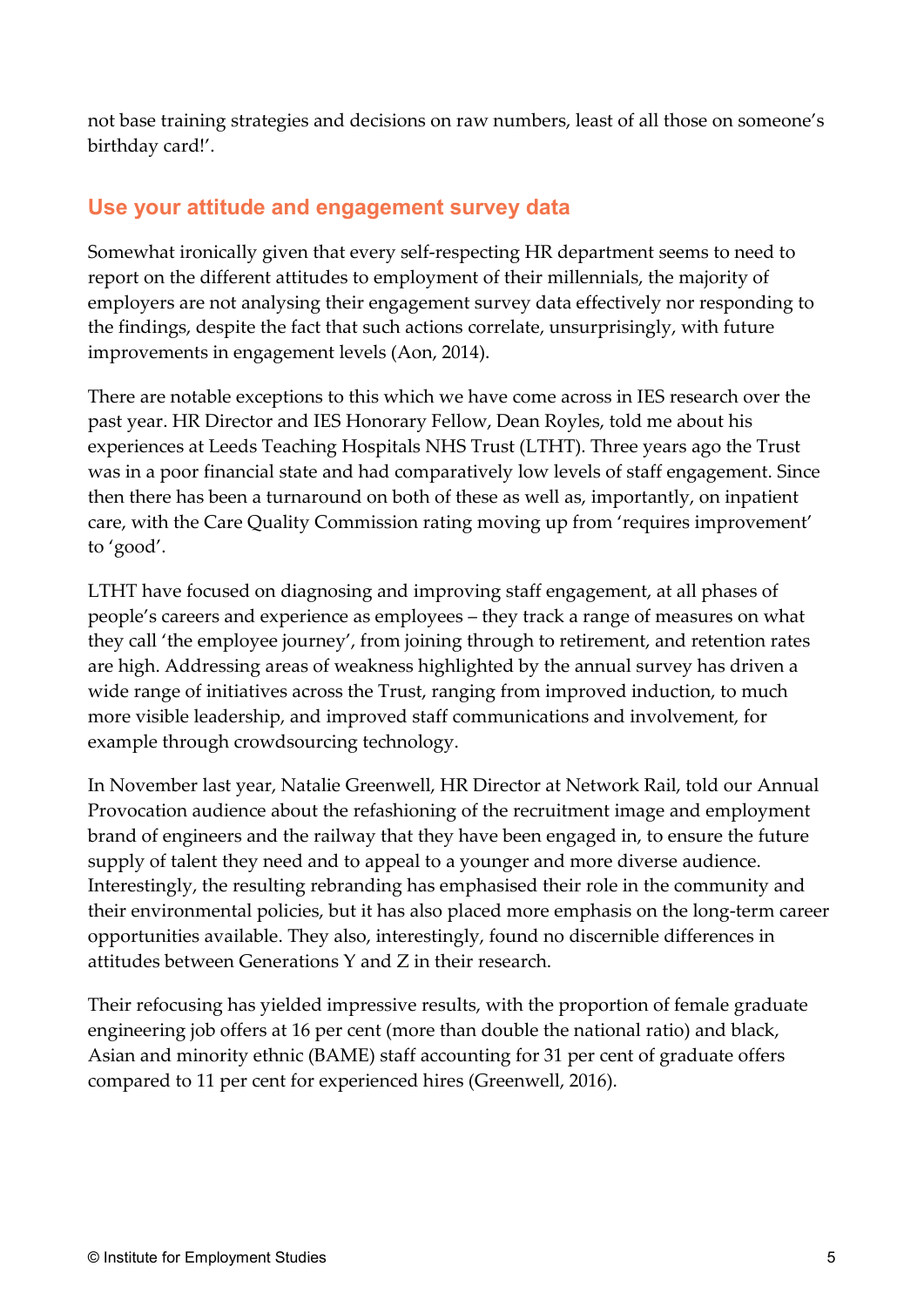not base training strategies and decisions on raw numbers, least of all those on someone's birthday card!'.

## Use your attitude and engagement survey data

Somewhat ironically given that every self-respecting HR department seems to need to report on the different attitudes to employment of their millennials, the majority of employers are not analysing their engagement survey data effectively nor responding to the findings, despite the fact that such actions correlate, unsurprisingly, with future improvements in engagement levels (Aon, 2014).

There are notable exceptions to this which we have come across in IES research over the past year. HR Director and IES Honorary Fellow, Dean Royles, told me about his experiences at Leeds Teaching Hospitals NHS Trust (LTHT). Three years ago the Trust was in a poor financial state and had comparatively low levels of staff engagement. Since then there has been a turnaround on both of these as well as, importantly, on inpatient care, with the Care Quality Commission rating moving up from 'requires improvement' to 'good'.

LTHT have focused on diagnosing and improving staff engagement, at all phases of people's careers and experience as employees – they track a range of measures on what they call 'the employee journey', from joining through to retirement, and retention rates are high. Addressing areas of weakness highlighted by the annual survey has driven a wide range of initiatives across the Trust, ranging from improved induction, to much more visible leadership, and improved staff communications and involvement, for example through crowdsourcing technology.

In November last year, Natalie Greenwell, HR Director at Network Rail, told our Annual Provocation audience about the refashioning of the recruitment image and employment brand of engineers and the railway that they have been engaged in, to ensure the future supply of talent they need and to appeal to a younger and more diverse audience. Interestingly, the resulting rebranding has emphasised their role in the community and their environmental policies, but it has also placed more emphasis on the long-term career opportunities available. They also, interestingly, found no discernible differences in attitudes between Generations Y and Z in their research.

Their refocusing has yielded impressive results, with the proportion of female graduate engineering job offers at 16 per cent (more than double the national ratio) and black, Asian and minority ethnic (BAME) staff accounting for 31 per cent of graduate offers compared to 11 per cent for experienced hires (Greenwell, 2016).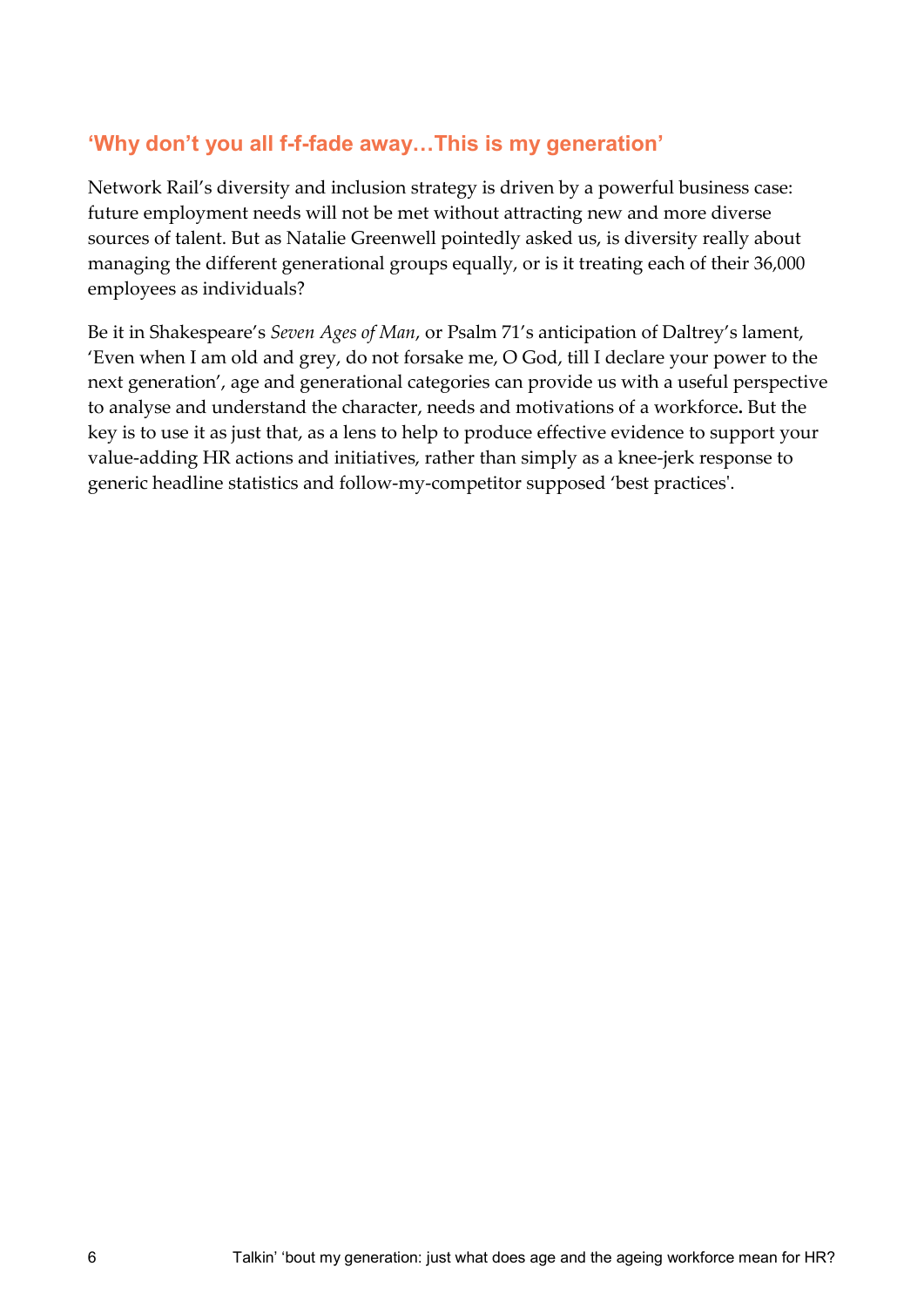## 'Why don't you all f-f-fade away…This is my generation'

Network Rail's diversity and inclusion strategy is driven by a powerful business case: future employment needs will not be met without attracting new and more diverse sources of talent. But as Natalie Greenwell pointedly asked us, is diversity really about managing the different generational groups equally, or is it treating each of their 36,000 employees as individuals?

Be it in Shakespeare's *Seven Ages of Man*, or Psalm 71's anticipation of Daltrey's lament, 'Even when I am old and grey, do not forsake me, O God, till I declare your power to the next generation', age and generational categories can provide us with a useful perspective to analyse and understand the character, needs and motivations of a workforce**.** But the key is to use it as just that, as a lens to help to produce effective evidence to support your value-adding HR actions and initiatives, rather than simply as a knee-jerk response to generic headline statistics and follow-my-competitor supposed 'best practices'.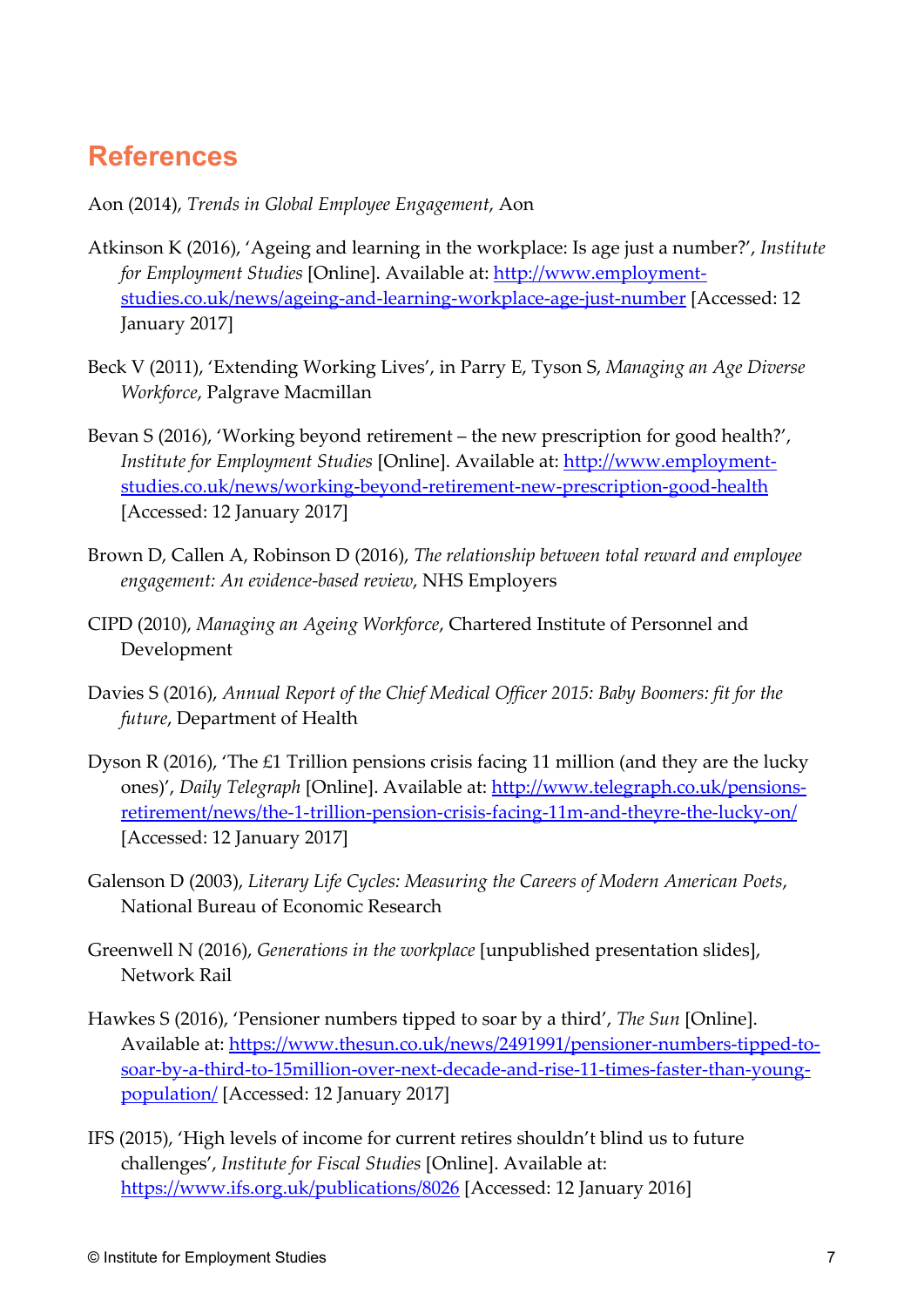## References

Aon (2014), *Trends in Global Employee Engagement*, Aon

Atkinson K (2016), 'Ageing and learning in the workplace: Is age just a number?', *Institute for Employment Studies* [Online]. Available at: [http://www.employment-studies.co.uk/news/ageing-and-learning-workplace-age-just-number](http://www.employment-studies.co.uk/news/ageing-and-learning-workplace-age-just-number) [Accessed: 12 January 2017]

Beck V (2011), 'Extending Working Lives', in Parry E, Tyson S, *Managing an Age Diverse Workforce*, Palgrave Macmillan

Bevan S (2016), 'Working beyond retirement – the new prescription for good health?', *Institute for Employment Studies* [Online]. Available at: [http://www.employment-studies.co.uk/news/working-beyond-retirement-new-prescription-good-health](http://www.employment-studies.co.uk/news/working-beyond-retirement-new-prescription-good-health) [Accessed: 12 January 2017]

Brown D, Callen A, Robinson D (2016), *The relationship between total reward and employee engagement: An evidence-based review*, NHS Employers

CIPD (2010), *Managing an Ageing Workforce*, Chartered Institute of Personnel and Development

Davies S (2016), *Annual Report of the Chief Medical Officer 2015: Baby Boomers: fit for the future*, Department of Health

Dyson R (2016), 'The £1 Trillion pensions crisis facing 11 million (and they are the lucky ones)', *Daily Telegraph* [Online]. Available at: [http://www.telegraph.co.uk/pensions-retirement/news/the-1-trillion-pension-crisis-facing-11m-and-theyre-the-lucky-on/](http://www.telegraph.co.uk/pensions-retirement/news/the-1-trillion-pension-crisis-facing-11m-and-theyre-the-lucky-on/) [Accessed: 12 January 2017]

Galenson D (2003), *Literary Life Cycles: Measuring the Careers of Modern American Poets*, National Bureau of Economic Research

Greenwell N (2016), *Generations in the workplace* [unpublished presentation slides], Network Rail

Hawkes S (2016), 'Pensioner numbers tipped to soar by a third', *The Sun* [Online]. Available at: [https://www.thesun.co.uk/news/2491991/pensioner-numbers-tipped-to-soar-by-a-third-to-15million-over-next-decade-and-rise-11-times-faster-than-young-population/](https://www.thesun.co.uk/news/2491991/pensioner-numbers-tipped-to-soar-by-a-third-to-15million-over-next-decade-and-rise-11-times-faster-than-young-population/) [Accessed: 12 January 2017]

IFS (2015), 'High levels of income for current retires shouldn't blind us to future challenges', *Institute for Fiscal Studies* [Online]. Available at: [https://www.ifs.org.uk/publications/8026](https://www.ifs.org.uk/publications/8026) [Accessed: 12 January 2016]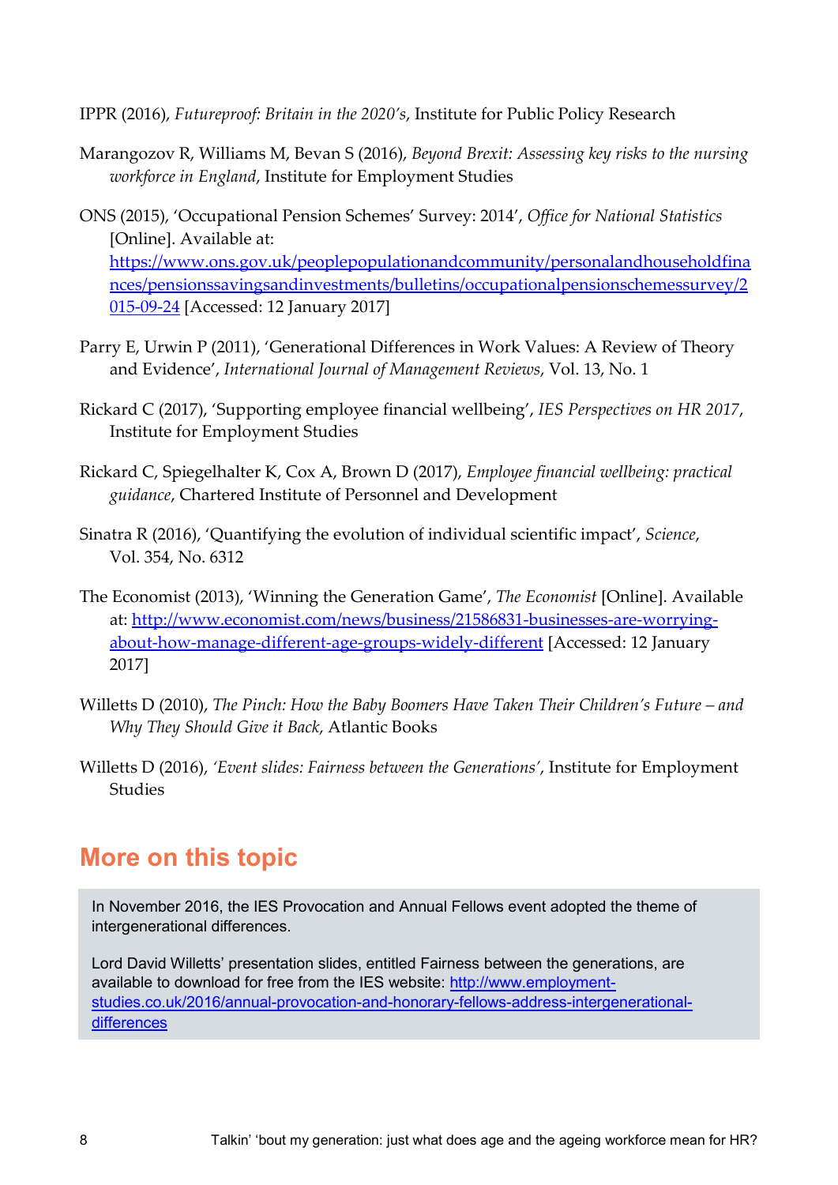IPPR (2016), *Futureproof: Britain in the 2020's*, Institute for Public Policy Research

Marangozov R, Williams M, Bevan S (2016), *Beyond Brexit: Assessing key risks to the nursing workforce in England*, Institute for Employment Studies

ONS (2015), 'Occupational Pension Schemes' Survey: 2014', *Office for National Statistics* [Online]. Available at: https://www.ons.gov.uk/peoplepopulationandcommunity/personalandhouseholdfinances/pensionssavingsandinvestments/bulletins/occupationalpensionschemessurvey/2015-09-24 [Accessed: 12 January 2017]

Parry E, Urwin P (2011), 'Generational Differences in Work Values: A Review of Theory and Evidence', *International Journal of Management Reviews*, Vol. 13, No. 1

Rickard C (2017), 'Supporting employee financial wellbeing', *IES Perspectives on HR 2017*, Institute for Employment Studies

Rickard C, Spiegelhalter K, Cox A, Brown D (2017), *Employee financial wellbeing: practical guidance*, Chartered Institute of Personnel and Development

Sinatra R (2016), 'Quantifying the evolution of individual scientific impact', *Science*, Vol. 354, No. 6312

The Economist (2013), 'Winning the Generation Game', *The Economist* [Online]. Available at: http://www.economist.com/news/business/21586831-businesses-are-worrying-about-how-manage-different-age-groups-widely-different [Accessed: 12 January 2017]

Willetts D (2010), *The Pinch: How the Baby Boomers Have Taken Their Children's Future – and Why They Should Give it Back*, Atlantic Books

Willetts D (2016), *'Event slides: Fairness between the Generations'*, Institute for Employment Studies

## More on this topic

In November 2016, the IES Provocation and Annual Fellows event adopted the theme of intergenerational differences.

Lord David Willetts' presentation slides, entitled Fairness between the generations, are available to download for free from the IES website: http://www.employment-studies.co.uk/2016/annual-provocation-and-honorary-fellows-address-intergenerational-differences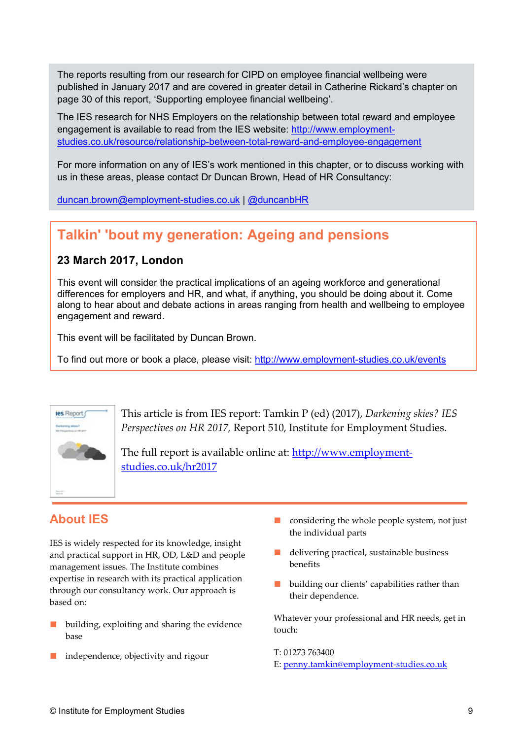The reports resulting from our research for CIPD on employee financial wellbeing were published in January 2017 and are covered in greater detail in Catherine Rickard's chapter on page 30 of this report, 'Supporting employee financial wellbeing'.

The IES research for NHS Employers on the relationship between total reward and employee engagement is available to read from the IES website: http://www.employment-studies.co.uk/resource/relationship-between-total-reward-and-employee-engagement

For more information on any of IES's work mentioned in this chapter, or to discuss working with us in these areas, please contact Dr Duncan Brown, Head of HR Consultancy:

duncan.brown@employment-studies.co.uk | @duncanbHR

## Talkin' 'bout my generation: Ageing and pensions

### 23 March 2017, London

This event will consider the practical implications of an ageing workforce and generational differences for employers and HR, and what, if anything, you should be doing about it. Come along to hear about and debate actions in areas ranging from health and wellbeing to employee engagement and reward.

This event will be facilitated by Duncan Brown.

To find out more or book a place, please visit: http://www.employment-studies.co.uk/events

This article is from IES report: Tamkin P (ed) (2017), *Darkening skies? IES Perspectives on HR 2017*, Report 510, Institute for Employment Studies.

The full report is available online at: http://www.employment-studies.co.uk/hr2017

## About IES

IES is widely respected for its knowledge, insight and practical support in HR, OD, L&D and people management issues. The Institute combines expertise in research with its practical application through our consultancy work. Our approach is based on:

- building, exploiting and sharing the evidence base
- independence, objectivity and rigour
- considering the whole people system, not just the individual parts
- delivering practical, sustainable business benefits
- building our clients' capabilities rather than their dependence.

Whatever your professional and HR needs, get in touch:

T: 01273 763400
E: penny.tamkin@employment-studies.co.uk

© Institute for Employment Studies